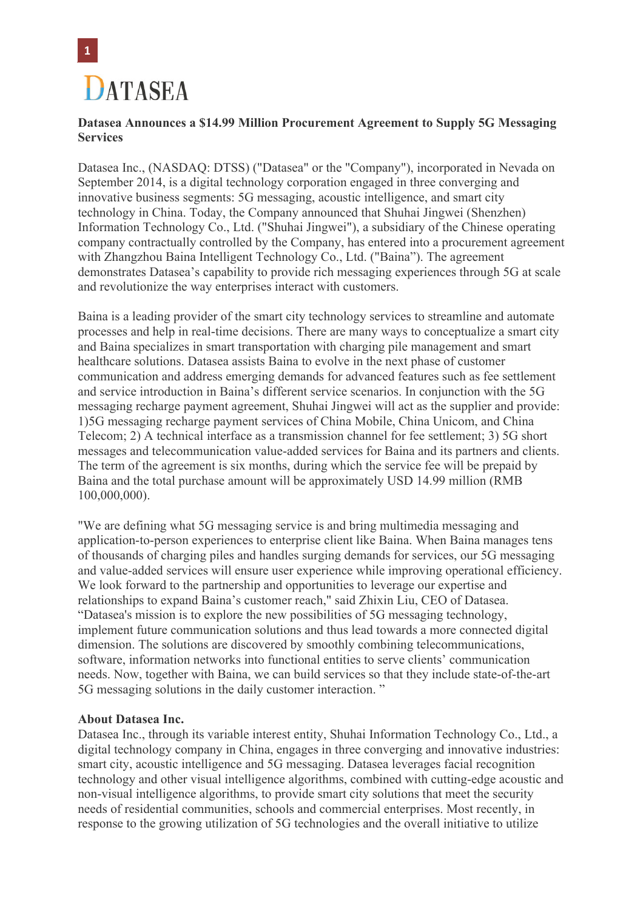DATASEA

**Datasea Announces a $14.99 Million Procurement Agreement to Supply 5G Messaging Services**

Datasea Inc., (NASDAQ: DTSS) ("Datasea" or the "Company"), incorporated in Nevada on September 2014, is a digital technology corporation engaged in three converging and innovative business segments: 5G messaging, acoustic intelligence, and smart city technology in China. Today, the Company announced that Shuhai Jingwei (Shenzhen) Information Technology Co., Ltd. ("Shuhai Jingwei"), a subsidiary of the Chinese operating company contractually controlled by the Company, has entered into a procurement agreement with Zhangzhou Baina Intelligent Technology Co., Ltd. ("Baina"). The agreement demonstrates Datasea's capability to provide rich messaging experiences through 5G at scale and revolutionize the way enterprises interact with customers.

Baina is a leading provider of the smart city technology services to streamline and automate processes and help in real-time decisions. There are many ways to conceptualize a smart city and Baina specializes in smart transportation with charging pile management and smart healthcare solutions. Datasea assists Baina to evolve in the next phase of customer communication and address emerging demands for advanced features such as fee settlement and service introduction in Baina's different service scenarios. In conjunction with the 5G messaging recharge payment agreement, Shuhai Jingwei will act as the supplier and provide: 1)5G messaging recharge payment services of China Mobile, China Unicom, and China Telecom; 2) A technical interface as a transmission channel for fee settlement; 3) 5G short messages and telecommunication value-added services for Baina and its partners and clients. The term of the agreement is six months, during which the service fee will be prepaid by Baina and the total purchase amount will be approximately USD 14.99 million (RMB 100,000,000).

"We are defining what 5G messaging service is and bring multimedia messaging and application-to-person experiences to enterprise client like Baina. When Baina manages tens of thousands of charging piles and handles surging demands for services, our 5G messaging and value-added services will ensure user experience while improving operational efficiency. We look forward to the partnership and opportunities to leverage our expertise and relationships to expand Baina's customer reach," said Zhixin Liu, CEO of Datasea. "Datasea's mission is to explore the new possibilities of 5G messaging technology, implement future communication solutions and thus lead towards a more connected digital dimension. The solutions are discovered by smoothly combining telecommunications, software, information networks into functional entities to serve clients' communication needs. Now, together with Baina, we can build services so that they include state-of-the-art 5G messaging solutions in the daily customer interaction. "

**About Datasea Inc.**

Datasea Inc., through its variable interest entity, Shuhai Information Technology Co., Ltd., a digital technology company in China, engages in three converging and innovative industries: smart city, acoustic intelligence and 5G messaging. Datasea leverages facial recognition technology and other visual intelligence algorithms, combined with cutting-edge acoustic and non-visual intelligence algorithms, to provide smart city solutions that meet the security needs of residential communities, schools and commercial enterprises. Most recently, in response to the growing utilization of 5G technologies and the overall initiative to utilize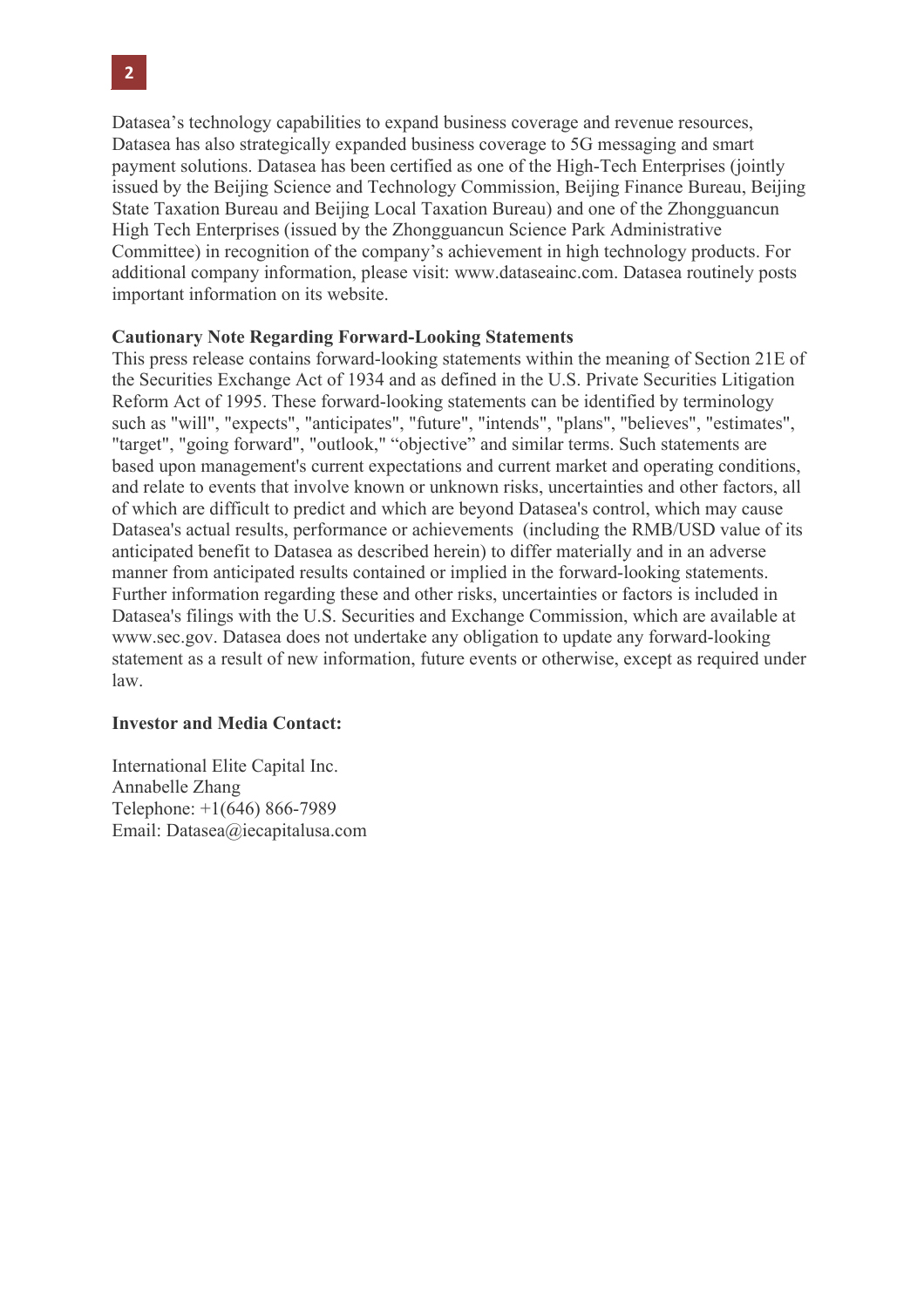Datasea's technology capabilities to expand business coverage and revenue resources, Datasea has also strategically expanded business coverage to 5G messaging and smart payment solutions. Datasea has been certified as one of the High-Tech Enterprises (jointly issued by the Beijing Science and Technology Commission, Beijing Finance Bureau, Beijing State Taxation Bureau and Beijing Local Taxation Bureau) and one of the Zhongguancun High Tech Enterprises (issued by the Zhongguancun Science Park Administrative Committee) in recognition of the company's achievement in high technology products. For additional company information, please visit: www.dataseainc.com. Datasea routinely posts important information on its website.

**Cautionary Note Regarding Forward-Looking Statements**

This press release contains forward-looking statements within the meaning of Section 21E of the Securities Exchange Act of 1934 and as defined in the U.S. Private Securities Litigation Reform Act of 1995. These forward-looking statements can be identified by terminology such as "will", "expects", "anticipates", "future", "intends", "plans", "believes", "estimates", "target", "going forward", "outlook," "objective" and similar terms. Such statements are based upon management's current expectations and current market and operating conditions, and relate to events that involve known or unknown risks, uncertainties and other factors, all of which are difficult to predict and which are beyond Datasea's control, which may cause Datasea's actual results, performance or achievements (including the RMB/USD value of its anticipated benefit to Datasea as described herein) to differ materially and in an adverse manner from anticipated results contained or implied in the forward-looking statements. Further information regarding these and other risks, uncertainties or factors is included in Datasea's filings with the U.S. Securities and Exchange Commission, which are available at www.sec.gov. Datasea does not undertake any obligation to update any forward-looking statement as a result of new information, future events or otherwise, except as required under law.

**Investor and Media Contact:**

International Elite Capital Inc.
Annabelle Zhang
Telephone: +1(646) 866-7989
Email: Datasea@iecapitalusa.com